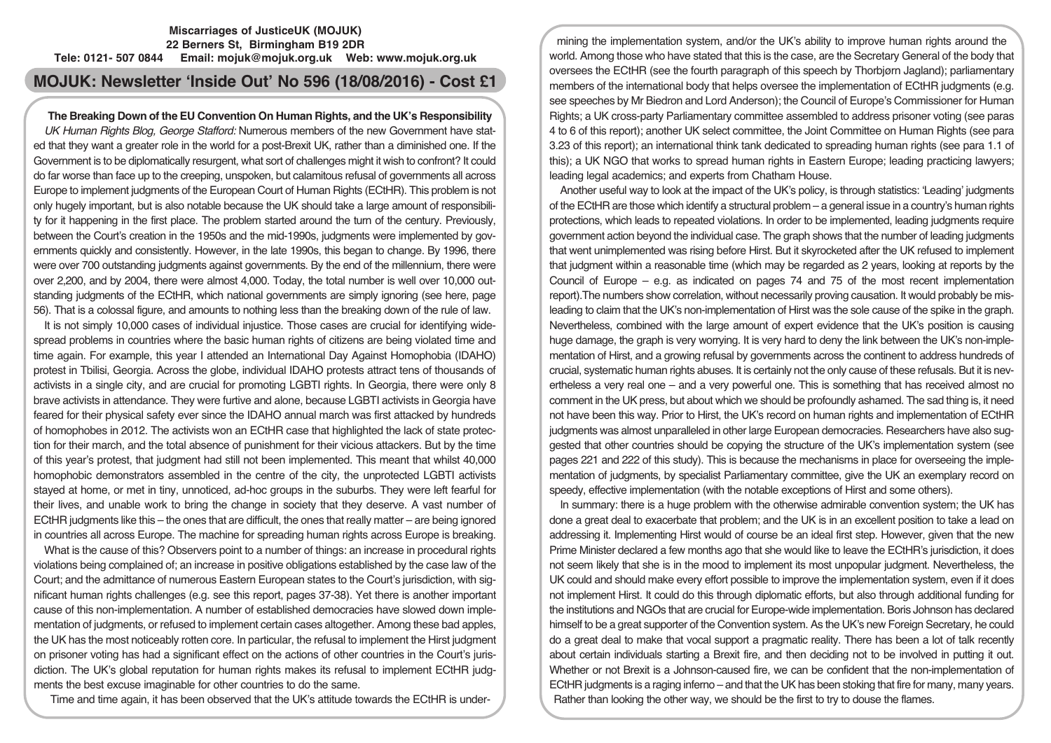**Miscarriages of JusticeUK (MOJUK)**
**22 Berners St, Birmingham B19 2DR**
**Tele: 0121- 507 0844 Email: mojuk@mojuk.org.uk Web: www.mojuk.org.uk**

# MOJUK: Newsletter 'Inside Out' No 596 (18/08/2016) - Cost £1

## The Breaking Down of the EU Convention On Human Rights, and the UK's Responsibility

*UK Human Rights Blog, George Stafford:* Numerous members of the new Government have stated that they want a greater role in the world for a post-Brexit UK, rather than a diminished one. If the Government is to be diplomatically resurgent, what sort of challenges might it wish to confront? It could do far worse than face up to the creeping, unspoken, but calamitous refusal of governments all across Europe to implement judgments of the European Court of Human Rights (ECtHR). This problem is not only hugely important, but is also notable because the UK should take a large amount of responsibility for it happening in the first place. The problem started around the turn of the century. Previously, between the Court's creation in the 1950s and the mid-1990s, judgments were implemented by governments quickly and consistently. However, in the late 1990s, this began to change. By 1996, there were over 700 outstanding judgments against governments. By the end of the millennium, there were over 2,200, and by 2004, there were almost 4,000. Today, the total number is well over 10,000 outstanding judgments of the ECtHR, which national governments are simply ignoring (see here, page 56). That is a colossal figure, and amounts to nothing less than the breaking down of the rule of law.

It is not simply 10,000 cases of individual injustice. Those cases are crucial for identifying widespread problems in countries where the basic human rights of citizens are being violated time and time again. For example, this year I attended an International Day Against Homophobia (IDAHO) protest in Tbilisi, Georgia. Across the globe, individual IDAHO protests attract tens of thousands of activists in a single city, and are crucial for promoting LGBTI rights. In Georgia, there were only 8 brave activists in attendance. They were furtive and alone, because LGBTI activists in Georgia have feared for their physical safety ever since the IDAHO annual march was first attacked by hundreds of homophobes in 2012. The activists won an ECtHR case that highlighted the lack of state protection for their march, and the total absence of punishment for their vicious attackers. But by the time of this year's protest, that judgment had still not been implemented. This meant that whilst 40,000 homophobic demonstrators assembled in the centre of the city, the unprotected LGBTI activists stayed at home, or met in tiny, unnoticed, ad-hoc groups in the suburbs. They were left fearful for their lives, and unable work to bring the change in society that they deserve. A vast number of ECtHR judgments like this – the ones that are difficult, the ones that really matter – are being ignored in countries all across Europe. The machine for spreading human rights across Europe is breaking.

What is the cause of this? Observers point to a number of things: an increase in procedural rights violations being complained of; an increase in positive obligations established by the case law of the Court; and the admittance of numerous Eastern European states to the Court's jurisdiction, with significant human rights challenges (e.g. see this report, pages 37-38). Yet there is another important cause of this non-implementation. A number of established democracies have slowed down implementation of judgments, or refused to implement certain cases altogether. Among these bad apples, the UK has the most noticeably rotten core. In particular, the refusal to implement the Hirst judgment on prisoner voting has had a significant effect on the actions of other countries in the Court's jurisdiction. The UK's global reputation for human rights makes its refusal to implement ECtHR judgments the best excuse imaginable for other countries to do the same.

Time and time again, it has been observed that the UK's attitude towards the ECtHR is undermining the implementation system, and/or the UK's ability to improve human rights around the world. Among those who have stated that this is the case, are the Secretary General of the body that oversees the ECtHR (see the fourth paragraph of this speech by Thorbjørn Jagland); parliamentary members of the international body that helps oversee the implementation of ECtHR judgments (e.g. see speeches by Mr Biedron and Lord Anderson); the Council of Europe's Commissioner for Human Rights; a UK cross-party Parliamentary committee assembled to address prisoner voting (see paras 4 to 6 of this report); another UK select committee, the Joint Committee on Human Rights (see para 3.23 of this report); an international think tank dedicated to spreading human rights (see para 1.1 of this); a UK NGO that works to spread human rights in Eastern Europe; leading practicing lawyers; leading legal academics; and experts from Chatham House.

Another useful way to look at the impact of the UK's policy, is through statistics: 'Leading' judgments of the ECtHR are those which identify a structural problem – a general issue in a country's human rights protections, which leads to repeated violations. In order to be implemented, leading judgments require government action beyond the individual case. The graph shows that the number of leading judgments that went unimplemented was rising before Hirst. But it skyrocketed after the UK refused to implement that judgment within a reasonable time (which may be regarded as 2 years, looking at reports by the Council of Europe – e.g. as indicated on pages 74 and 75 of the most recent implementation report).The numbers show correlation, without necessarily proving causation. It would probably be misleading to claim that the UK's non-implementation of Hirst was the sole cause of the spike in the graph. Nevertheless, combined with the large amount of expert evidence that the UK's position is causing huge damage, the graph is very worrying. It is very hard to deny the link between the UK's non-implementation of Hirst, and a growing refusal by governments across the continent to address hundreds of crucial, systematic human rights abuses. It is certainly not the only cause of these refusals. But it is nevertheless a very real one – and a very powerful one. This is something that has received almost no comment in the UK press, but about which we should be profoundly ashamed. The sad thing is, it need not have been this way. Prior to Hirst, the UK's record on human rights and implementation of ECtHR judgments was almost unparalleled in other large European democracies. Researchers have also suggested that other countries should be copying the structure of the UK's implementation system (see pages 221 and 222 of this study). This is because the mechanisms in place for overseeing the implementation of judgments, by specialist Parliamentary committee, give the UK an exemplary record on speedy, effective implementation (with the notable exceptions of Hirst and some others).

In summary: there is a huge problem with the otherwise admirable convention system; the UK has done a great deal to exacerbate that problem; and the UK is in an excellent position to take a lead on addressing it. Implementing Hirst would of course be an ideal first step. However, given that the new Prime Minister declared a few months ago that she would like to leave the ECtHR's jurisdiction, it does not seem likely that she is in the mood to implement its most unpopular judgment. Nevertheless, the UK could and should make every effort possible to improve the implementation system, even if it does not implement Hirst. It could do this through diplomatic efforts, but also through additional funding for the institutions and NGOs that are crucial for Europe-wide implementation. Boris Johnson has declared himself to be a great supporter of the Convention system. As the UK's new Foreign Secretary, he could do a great deal to make that vocal support a pragmatic reality. There has been a lot of talk recently about certain individuals starting a Brexit fire, and then deciding not to be involved in putting it out. Whether or not Brexit is a Johnson-caused fire, we can be confident that the non-implementation of ECtHR judgments is a raging inferno – and that the UK has been stoking that fire for many, many years. Rather than looking the other way, we should be the first to try to douse the flames.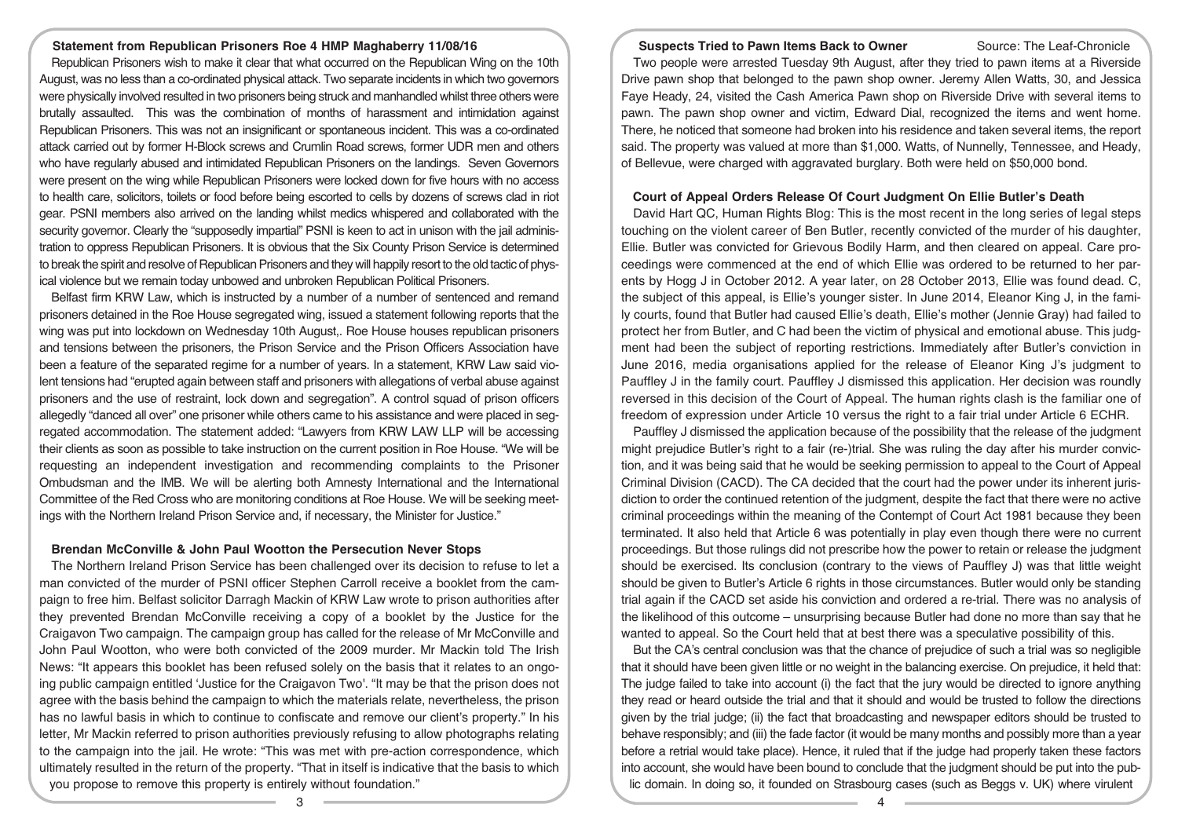### Statement from Republican Prisoners Roe 4 HMP Maghaberry 11/08/16

Republican Prisoners wish to make it clear that what occurred on the Republican Wing on the 10th August, was no less than a co-ordinated physical attack. Two separate incidents in which two governors were physically involved resulted in two prisoners being struck and manhandled whilst three others were brutally assaulted. This was the combination of months of harassment and intimidation against Republican Prisoners. This was not an insignificant or spontaneous incident. This was a co-ordinated attack carried out by former H-Block screws and Crumlin Road screws, former UDR men and others who have regularly abused and intimidated Republican Prisoners on the landings. Seven Governors were present on the wing while Republican Prisoners were locked down for five hours with no access to health care, solicitors, toilets or food before being escorted to cells by dozens of screws clad in riot gear. PSNI members also arrived on the landing whilst medics whispered and collaborated with the security governor. Clearly the "supposedly impartial" PSNI is keen to act in unison with the jail administration to oppress Republican Prisoners. It is obvious that the Six County Prison Service is determined to break the spirit and resolve of Republican Prisoners and they will happily resort to the old tactic of physical violence but we remain today unbowed and unbroken Republican Political Prisoners.

Belfast firm KRW Law, which is instructed by a number of a number of sentenced and remand prisoners detained in the Roe House segregated wing, issued a statement following reports that the wing was put into lockdown on Wednesday 10th August,. Roe House houses republican prisoners and tensions between the prisoners, the Prison Service and the Prison Officers Association have been a feature of the separated regime for a number of years. In a statement, KRW Law said violent tensions had "erupted again between staff and prisoners with allegations of verbal abuse against prisoners and the use of restraint, lock down and segregation". A control squad of prison officers allegedly "danced all over" one prisoner while others came to his assistance and were placed in segregated accommodation. The statement added: "Lawyers from KRW LAW LLP will be accessing their clients as soon as possible to take instruction on the current position in Roe House. "We will be requesting an independent investigation and recommending complaints to the Prisoner Ombudsman and the IMB. We will be alerting both Amnesty International and the International Committee of the Red Cross who are monitoring conditions at Roe House. We will be seeking meetings with the Northern Ireland Prison Service and, if necessary, the Minister for Justice."

### Brendan McConville & John Paul Wootton the Persecution Never Stops

The Northern Ireland Prison Service has been challenged over its decision to refuse to let a man convicted of the murder of PSNI officer Stephen Carroll receive a booklet from the campaign to free him. Belfast solicitor Darragh Mackin of KRW Law wrote to prison authorities after they prevented Brendan McConville receiving a copy of a booklet by the Justice for the Craigavon Two campaign. The campaign group has called for the release of Mr McConville and John Paul Wootton, who were both convicted of the 2009 murder. Mr Mackin told The Irish News: "It appears this booklet has been refused solely on the basis that it relates to an ongoing public campaign entitled 'Justice for the Craigavon Two'. "It may be that the prison does not agree with the basis behind the campaign to which the materials relate, nevertheless, the prison has no lawful basis in which to continue to confiscate and remove our client's property." In his letter, Mr Mackin referred to prison authorities previously refusing to allow photographs relating to the campaign into the jail. He wrote: "This was met with pre-action correspondence, which ultimately resulted in the return of the property. "That in itself is indicative that the basis to which you propose to remove this property is entirely without foundation."

### Suspects Tried to Pawn Items Back to Owner

Source: The Leaf-Chronicle

Two people were arrested Tuesday 9th August, after they tried to pawn items at a Riverside Drive pawn shop that belonged to the pawn shop owner. Jeremy Allen Watts, 30, and Jessica Faye Heady, 24, visited the Cash America Pawn shop on Riverside Drive with several items to pawn. The pawn shop owner and victim, Edward Dial, recognized the items and went home. There, he noticed that someone had broken into his residence and taken several items, the report said. The property was valued at more than $1,000. Watts, of Nunnelly, Tennessee, and Heady, of Bellevue, were charged with aggravated burglary. Both were held on $50,000 bond.

### Court of Appeal Orders Release Of Court Judgment On Ellie Butler's Death

David Hart QC, Human Rights Blog: This is the most recent in the long series of legal steps touching on the violent career of Ben Butler, recently convicted of the murder of his daughter, Ellie. Butler was convicted for Grievous Bodily Harm, and then cleared on appeal. Care proceedings were commenced at the end of which Ellie was ordered to be returned to her parents by Hogg J in October 2012. A year later, on 28 October 2013, Ellie was found dead. C, the subject of this appeal, is Ellie's younger sister. In June 2014, Eleanor King J, in the family courts, found that Butler had caused Ellie's death, Ellie's mother (Jennie Gray) had failed to protect her from Butler, and C had been the victim of physical and emotional abuse. This judgment had been the subject of reporting restrictions. Immediately after Butler's conviction in June 2016, media organisations applied for the release of Eleanor King J's judgment to Pauffley J in the family court. Pauffley J dismissed this application. Her decision was roundly reversed in this decision of the Court of Appeal. The human rights clash is the familiar one of freedom of expression under Article 10 versus the right to a fair trial under Article 6 ECHR.

Pauffley J dismissed the application because of the possibility that the release of the judgment might prejudice Butler's right to a fair (re-)trial. She was ruling the day after his murder conviction, and it was being said that he would be seeking permission to appeal to the Court of Appeal Criminal Division (CACD). The CA decided that the court had the power under its inherent jurisdiction to order the continued retention of the judgment, despite the fact that there were no active criminal proceedings within the meaning of the Contempt of Court Act 1981 because they been terminated. It also held that Article 6 was potentially in play even though there were no current proceedings. But those rulings did not prescribe how the power to retain or release the judgment should be exercised. Its conclusion (contrary to the views of Pauffley J) was that little weight should be given to Butler's Article 6 rights in those circumstances. Butler would only be standing trial again if the CACD set aside his conviction and ordered a re-trial. There was no analysis of the likelihood of this outcome – unsurprising because Butler had done no more than say that he wanted to appeal. So the Court held that at best there was a speculative possibility of this.

But the CA's central conclusion was that the chance of prejudice of such a trial was so negligible that it should have been given little or no weight in the balancing exercise. On prejudice, it held that: The judge failed to take into account (i) the fact that the jury would be directed to ignore anything they read or heard outside the trial and that it should and would be trusted to follow the directions given by the trial judge; (ii) the fact that broadcasting and newspaper editors should be trusted to behave responsibly; and (iii) the fade factor (it would be many months and possibly more than a year before a retrial would take place). Hence, it ruled that if the judge had properly taken these factors into account, she would have been bound to conclude that the judgment should be put into the public domain. In doing so, it founded on Strasbourg cases (such as Beggs v. UK) where virulent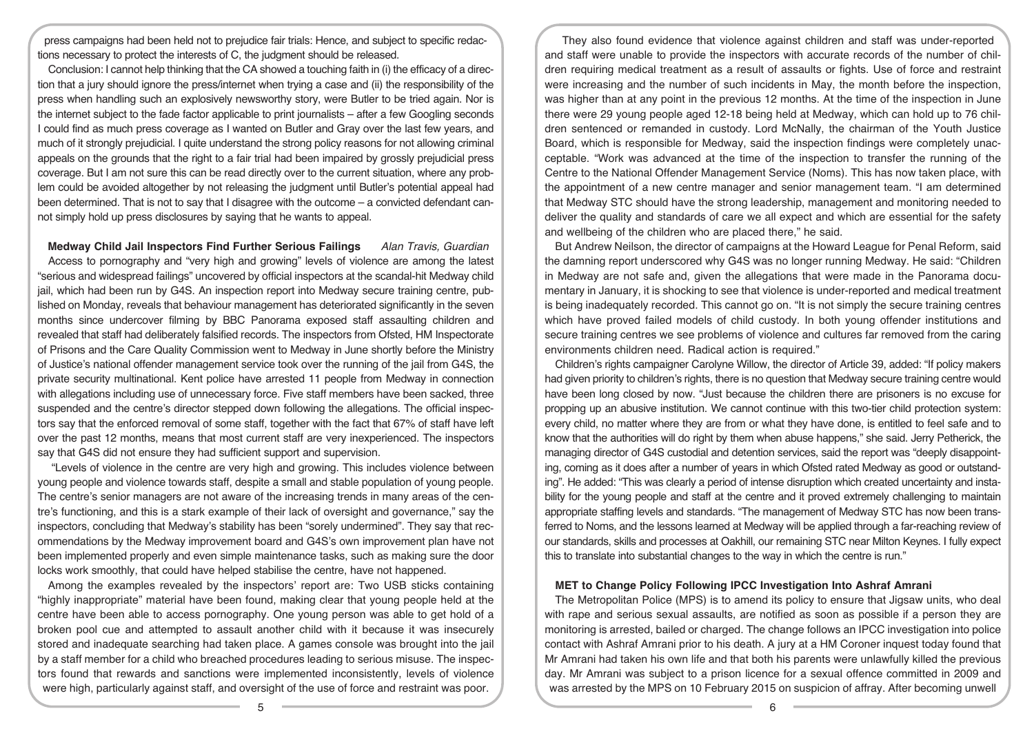press campaigns had been held not to prejudice fair trials: Hence, and subject to specific redactions necessary to protect the interests of C, the judgment should be released.

Conclusion: I cannot help thinking that the CA showed a touching faith in (i) the efficacy of a direction that a jury should ignore the press/internet when trying a case and (ii) the responsibility of the press when handling such an explosively newsworthy story, were Butler to be tried again. Nor is the internet subject to the fade factor applicable to print journalists – after a few Googling seconds I could find as much press coverage as I wanted on Butler and Gray over the last few years, and much of it strongly prejudicial. I quite understand the strong policy reasons for not allowing criminal appeals on the grounds that the right to a fair trial had been impaired by grossly prejudicial press coverage. But I am not sure this can be read directly over to the current situation, where any problem could be avoided altogether by not releasing the judgment until Butler's potential appeal had been determined. That is not to say that I disagree with the outcome – a convicted defendant cannot simply hold up press disclosures by saying that he wants to appeal.

**Medway Child Jail Inspectors Find Further Serious Failings** *Alan Travis, Guardian*

Access to pornography and "very high and growing" levels of violence are among the latest "serious and widespread failings" uncovered by official inspectors at the scandal-hit Medway child jail, which had been run by G4S. An inspection report into Medway secure training centre, published on Monday, reveals that behaviour management has deteriorated significantly in the seven months since undercover filming by BBC Panorama exposed staff assaulting children and revealed that staff had deliberately falsified records. The inspectors from Ofsted, HM Inspectorate of Prisons and the Care Quality Commission went to Medway in June shortly before the Ministry of Justice's national offender management service took over the running of the jail from G4S, the private security multinational. Kent police have arrested 11 people from Medway in connection with allegations including use of unnecessary force. Five staff members have been sacked, three suspended and the centre's director stepped down following the allegations. The official inspectors say that the enforced removal of some staff, together with the fact that 67% of staff have left over the past 12 months, means that most current staff are very inexperienced. The inspectors say that G4S did not ensure they had sufficient support and supervision.

"Levels of violence in the centre are very high and growing. This includes violence between young people and violence towards staff, despite a small and stable population of young people. The centre's senior managers are not aware of the increasing trends in many areas of the centre's functioning, and this is a stark example of their lack of oversight and governance," say the inspectors, concluding that Medway's stability has been "sorely undermined". They say that recommendations by the Medway improvement board and G4S's own improvement plan have not been implemented properly and even simple maintenance tasks, such as making sure the door locks work smoothly, that could have helped stabilise the centre, have not happened.

Among the examples revealed by the inspectors' report are: Two USB sticks containing "highly inappropriate" material have been found, making clear that young people held at the centre have been able to access pornography. One young person was able to get hold of a broken pool cue and attempted to assault another child with it because it was insecurely stored and inadequate searching had taken place. A games console was brought into the jail by a staff member for a child who breached procedures leading to serious misuse. The inspectors found that rewards and sanctions were implemented inconsistently, levels of violence were high, particularly against staff, and oversight of the use of force and restraint was poor.

They also found evidence that violence against children and staff was under-reported and staff were unable to provide the inspectors with accurate records of the number of children requiring medical treatment as a result of assaults or fights. Use of force and restraint were increasing and the number of such incidents in May, the month before the inspection, was higher than at any point in the previous 12 months. At the time of the inspection in June there were 29 young people aged 12-18 being held at Medway, which can hold up to 76 children sentenced or remanded in custody. Lord McNally, the chairman of the Youth Justice Board, which is responsible for Medway, said the inspection findings were completely unacceptable. "Work was advanced at the time of the inspection to transfer the running of the Centre to the National Offender Management Service (Noms). This has now taken place, with the appointment of a new centre manager and senior management team. "I am determined that Medway STC should have the strong leadership, management and monitoring needed to deliver the quality and standards of care we all expect and which are essential for the safety and wellbeing of the children who are placed there," he said.

But Andrew Neilson, the director of campaigns at the Howard League for Penal Reform, said the damning report underscored why G4S was no longer running Medway. He said: "Children in Medway are not safe and, given the allegations that were made in the Panorama documentary in January, it is shocking to see that violence is under-reported and medical treatment is being inadequately recorded. This cannot go on. "It is not simply the secure training centres which have proved failed models of child custody. In both young offender institutions and secure training centres we see problems of violence and cultures far removed from the caring environments children need. Radical action is required."

Children's rights campaigner Carolyne Willow, the director of Article 39, added: "If policy makers had given priority to children's rights, there is no question that Medway secure training centre would have been long closed by now. "Just because the children there are prisoners is no excuse for propping up an abusive institution. We cannot continue with this two-tier child protection system: every child, no matter where they are from or what they have done, is entitled to feel safe and to know that the authorities will do right by them when abuse happens," she said. Jerry Petherick, the managing director of G4S custodial and detention services, said the report was "deeply disappointing, coming as it does after a number of years in which Ofsted rated Medway as good or outstanding". He added: "This was clearly a period of intense disruption which created uncertainty and instability for the young people and staff at the centre and it proved extremely challenging to maintain appropriate staffing levels and standards. "The management of Medway STC has now been transferred to Noms, and the lessons learned at Medway will be applied through a far-reaching review of our standards, skills and processes at Oakhill, our remaining STC near Milton Keynes. I fully expect this to translate into substantial changes to the way in which the centre is run."

**MET to Change Policy Following IPCC Investigation Into Ashraf Amrani**

The Metropolitan Police (MPS) is to amend its policy to ensure that Jigsaw units, who deal with rape and serious sexual assaults, are notified as soon as possible if a person they are monitoring is arrested, bailed or charged. The change follows an IPCC investigation into police contact with Ashraf Amrani prior to his death. A jury at a HM Coroner inquest today found that Mr Amrani had taken his own life and that both his parents were unlawfully killed the previous day. Mr Amrani was subject to a prison licence for a sexual offence committed in 2009 and was arrested by the MPS on 10 February 2015 on suspicion of affray. After becoming unwell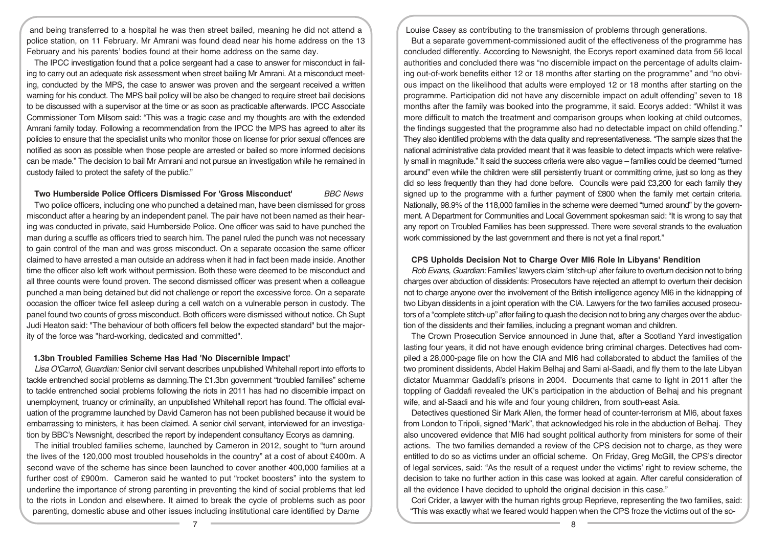and being transferred to a hospital he was then street bailed, meaning he did not attend a police station, on 11 February. Mr Amrani was found dead near his home address on the 13 February and his parents' bodies found at their home address on the same day.

The IPCC investigation found that a police sergeant had a case to answer for misconduct in failing to carry out an adequate risk assessment when street bailing Mr Amrani. At a misconduct meeting, conducted by the MPS, the case to answer was proven and the sergeant received a written warning for his conduct. The MPS bail policy will be also be changed to require street bail decisions to be discussed with a supervisor at the time or as soon as practicable afterwards. IPCC Associate Commissioner Tom Milsom said: "This was a tragic case and my thoughts are with the extended Amrani family today. Following a recommendation from the IPCC the MPS has agreed to alter its policies to ensure that the specialist units who monitor those on license for prior sexual offences are notified as soon as possible when those people are arrested or bailed so more informed decisions can be made." The decision to bail Mr Amrani and not pursue an investigation while he remained in custody failed to protect the safety of the public."

### Two Humberside Police Officers Dismissed For 'Gross Misconduct' *BBC News*

Two police officers, including one who punched a detained man, have been dismissed for gross misconduct after a hearing by an independent panel. The pair have not been named as their hearing was conducted in private, said Humberside Police. One officer was said to have punched the man during a scuffle as officers tried to search him. The panel ruled the punch was not necessary to gain control of the man and was gross misconduct. On a separate occasion the same officer claimed to have arrested a man outside an address when it had in fact been made inside. Another time the officer also left work without permission. Both these were deemed to be misconduct and all three counts were found proven. The second dismissed officer was present when a colleague punched a man being detained but did not challenge or report the excessive force. On a separate occasion the officer twice fell asleep during a cell watch on a vulnerable person in custody. The panel found two counts of gross misconduct. Both officers were dismissed without notice. Ch Supt Judi Heaton said: "The behaviour of both officers fell below the expected standard" but the majority of the force was "hard-working, dedicated and committed".

### 1.3bn Troubled Families Scheme Has Had 'No Discernible Impact'

*Lisa O'Carroll, Guardian:* Senior civil servant describes unpublished Whitehall report into efforts to tackle entrenched social problems as damning.The £1.3bn government "troubled families" scheme to tackle entrenched social problems following the riots in 2011 has had no discernible impact on unemployment, truancy or criminality, an unpublished Whitehall report has found. The official evaluation of the programme launched by David Cameron has not been published because it would be embarrassing to ministers, it has been claimed. A senior civil servant, interviewed for an investigation by BBC's Newsnight, described the report by independent consultancy Ecorys as damning.

The initial troubled families scheme, launched by Cameron in 2012, sought to "turn around the lives of the 120,000 most troubled households in the country" at a cost of about £400m. A second wave of the scheme has since been launched to cover another 400,000 families at a further cost of £900m. Cameron said he wanted to put "rocket boosters" into the system to underline the importance of strong parenting in preventing the kind of social problems that led to the riots in London and elsewhere. It aimed to break the cycle of problems such as poor parenting, domestic abuse and other issues including institutional care identified by Dame Louise Casey as contributing to the transmission of problems through generations.

But a separate government-commissioned audit of the effectiveness of the programme has concluded differently. According to Newsnight, the Ecorys report examined data from 56 local authorities and concluded there was "no discernible impact on the percentage of adults claiming out-of-work benefits either 12 or 18 months after starting on the programme" and "no obvious impact on the likelihood that adults were employed 12 or 18 months after starting on the programme. Participation did not have any discernible impact on adult offending" seven to 18 months after the family was booked into the programme, it said. Ecorys added: "Whilst it was more difficult to match the treatment and comparison groups when looking at child outcomes, the findings suggested that the programme also had no detectable impact on child offending." They also identified problems with the data quality and representativeness. "The sample sizes that the national administrative data provided meant that it was feasible to detect impacts which were relatively small in magnitude." It said the success criteria were also vague – families could be deemed "turned around" even while the children were still persistently truant or committing crime, just so long as they did so less frequently than they had done before. Councils were paid £3,200 for each family they signed up to the programme with a further payment of £800 when the family met certain criteria. Nationally, 98.9% of the 118,000 families in the scheme were deemed "turned around" by the government. A Department for Communities and Local Government spokesman said: "It is wrong to say that any report on Troubled Families has been suppressed. There were several strands to the evaluation work commissioned by the last government and there is not yet a final report."

### CPS Upholds Decision Not to Charge Over MI6 Role In Libyans' Rendition

*Rob Evans, Guardian:* Families' lawyers claim 'stitch-up' after failure to overturn decision not to bring charges over abduction of dissidents: Prosecutors have rejected an attempt to overturn their decision not to charge anyone over the involvement of the British intelligence agency MI6 in the kidnapping of two Libyan dissidents in a joint operation with the CIA. Lawyers for the two families accused prosecutors of a "complete stitch-up" after failing to quash the decision not to bring any charges over the abduction of the dissidents and their families, including a pregnant woman and children.

The Crown Prosecution Service announced in June that, after a Scotland Yard investigation lasting four years, it did not have enough evidence bring criminal charges. Detectives had compiled a 28,000-page file on how the CIA and MI6 had collaborated to abduct the families of the two prominent dissidents, Abdel Hakim Belhaj and Sami al-Saadi, and fly them to the late Libyan dictator Muammar Gaddafi's prisons in 2004. Documents that came to light in 2011 after the toppling of Gaddafi revealed the UK's participation in the abduction of Belhaj and his pregnant wife, and al-Saadi and his wife and four young children, from south-east Asia.

Detectives questioned Sir Mark Allen, the former head of counter-terrorism at MI6, about faxes from London to Tripoli, signed "Mark", that acknowledged his role in the abduction of Belhaj. They also uncovered evidence that MI6 had sought political authority from ministers for some of their actions. The two families demanded a review of the CPS decision not to charge, as they were entitled to do so as victims under an official scheme. On Friday, Greg McGill, the CPS's director of legal services, said: "As the result of a request under the victims' right to review scheme, the decision to take no further action in this case was looked at again. After careful consideration of all the evidence I have decided to uphold the original decision in this case."

Cori Crider, a lawyer with the human rights group Reprieve, representing the two families, said: "This was exactly what we feared would happen when the CPS froze the victims out of the so-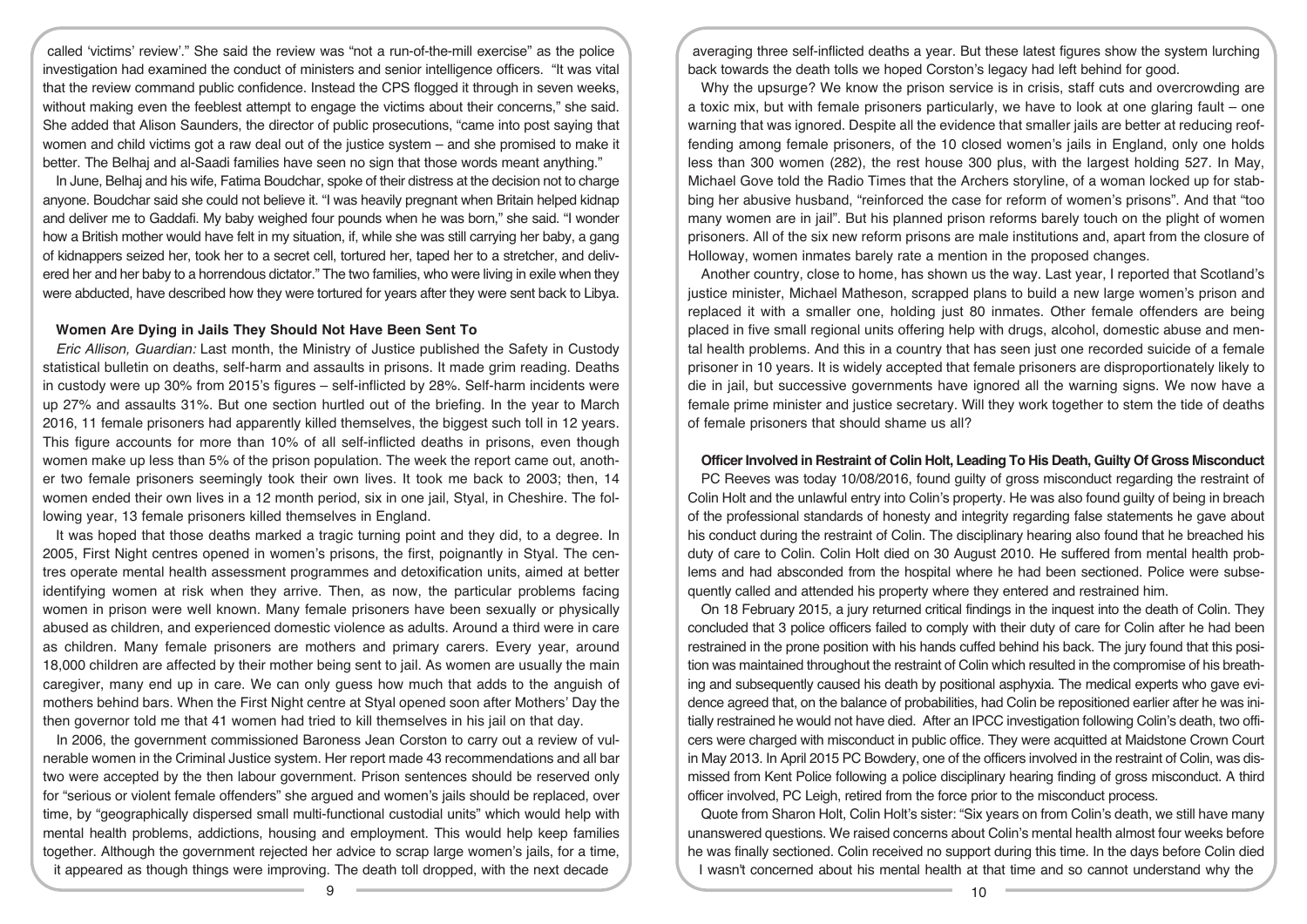called 'victims' review'." She said the review was "not a run-of-the-mill exercise" as the police investigation had examined the conduct of ministers and senior intelligence officers. "It was vital that the review command public confidence. Instead the CPS flogged it through in seven weeks, without making even the feeblest attempt to engage the victims about their concerns," she said. She added that Alison Saunders, the director of public prosecutions, "came into post saying that women and child victims got a raw deal out of the justice system – and she promised to make it better. The Belhaj and al-Saadi families have seen no sign that those words meant anything."

In June, Belhaj and his wife, Fatima Boudchar, spoke of their distress at the decision not to charge anyone. Boudchar said she could not believe it. "I was heavily pregnant when Britain helped kidnap and deliver me to Gaddafi. My baby weighed four pounds when he was born," she said. "I wonder how a British mother would have felt in my situation, if, while she was still carrying her baby, a gang of kidnappers seized her, took her to a secret cell, tortured her, taped her to a stretcher, and delivered her and her baby to a horrendous dictator." The two families, who were living in exile when they were abducted, have described how they were tortured for years after they were sent back to Libya.

### Women Are Dying in Jails They Should Not Have Been Sent To

*Eric Allison, Guardian:* Last month, the Ministry of Justice published the Safety in Custody statistical bulletin on deaths, self-harm and assaults in prisons. It made grim reading. Deaths in custody were up 30% from 2015's figures – self-inflicted by 28%. Self-harm incidents were up 27% and assaults 31%. But one section hurtled out of the briefing. In the year to March 2016, 11 female prisoners had apparently killed themselves, the biggest such toll in 12 years. This figure accounts for more than 10% of all self-inflicted deaths in prisons, even though women make up less than 5% of the prison population. The week the report came out, another two female prisoners seemingly took their own lives. It took me back to 2003; then, 14 women ended their own lives in a 12 month period, six in one jail, Styal, in Cheshire. The following year, 13 female prisoners killed themselves in England.

It was hoped that those deaths marked a tragic turning point and they did, to a degree. In 2005, First Night centres opened in women's prisons, the first, poignantly in Styal. The centres operate mental health assessment programmes and detoxification units, aimed at better identifying women at risk when they arrive. Then, as now, the particular problems facing women in prison were well known. Many female prisoners have been sexually or physically abused as children, and experienced domestic violence as adults. Around a third were in care as children. Many female prisoners are mothers and primary carers. Every year, around 18,000 children are affected by their mother being sent to jail. As women are usually the main caregiver, many end up in care. We can only guess how much that adds to the anguish of mothers behind bars. When the First Night centre at Styal opened soon after Mothers' Day the then governor told me that 41 women had tried to kill themselves in his jail on that day.

In 2006, the government commissioned Baroness Jean Corston to carry out a review of vulnerable women in the Criminal Justice system. Her report made 43 recommendations and all bar two were accepted by the then labour government. Prison sentences should be reserved only for "serious or violent female offenders" she argued and women's jails should be replaced, over time, by "geographically dispersed small multi-functional custodial units" which would help with mental health problems, addictions, housing and employment. This would help keep families together. Although the government rejected her advice to scrap large women's jails, for a time, it appeared as though things were improving. The death toll dropped, with the next decade averaging three self-inflicted deaths a year. But these latest figures show the system lurching back towards the death tolls we hoped Corston's legacy had left behind for good.

Why the upsurge? We know the prison service is in crisis, staff cuts and overcrowding are a toxic mix, but with female prisoners particularly, we have to look at one glaring fault – one warning that was ignored. Despite all the evidence that smaller jails are better at reducing reoffending among female prisoners, of the 10 closed women's jails in England, only one holds less than 300 women (282), the rest house 300 plus, with the largest holding 527. In May, Michael Gove told the Radio Times that the Archers storyline, of a woman locked up for stabbing her abusive husband, "reinforced the case for reform of women's prisons". And that "too many women are in jail". But his planned prison reforms barely touch on the plight of women prisoners. All of the six new reform prisons are male institutions and, apart from the closure of Holloway, women inmates barely rate a mention in the proposed changes.

Another country, close to home, has shown us the way. Last year, I reported that Scotland's justice minister, Michael Matheson, scrapped plans to build a new large women's prison and replaced it with a smaller one, holding just 80 inmates. Other female offenders are being placed in five small regional units offering help with drugs, alcohol, domestic abuse and mental health problems. And this in a country that has seen just one recorded suicide of a female prisoner in 10 years. It is widely accepted that female prisoners are disproportionately likely to die in jail, but successive governments have ignored all the warning signs. We now have a female prime minister and justice secretary. Will they work together to stem the tide of deaths of female prisoners that should shame us all?

### Officer Involved in Restraint of Colin Holt, Leading To His Death, Guilty Of Gross Misconduct

PC Reeves was today 10/08/2016, found guilty of gross misconduct regarding the restraint of Colin Holt and the unlawful entry into Colin's property. He was also found guilty of being in breach of the professional standards of honesty and integrity regarding false statements he gave about his conduct during the restraint of Colin. The disciplinary hearing also found that he breached his duty of care to Colin. Colin Holt died on 30 August 2010. He suffered from mental health problems and had absconded from the hospital where he had been sectioned. Police were subsequently called and attended his property where they entered and restrained him.

On 18 February 2015, a jury returned critical findings in the inquest into the death of Colin. They concluded that 3 police officers failed to comply with their duty of care for Colin after he had been restrained in the prone position with his hands cuffed behind his back. The jury found that this position was maintained throughout the restraint of Colin which resulted in the compromise of his breathing and subsequently caused his death by positional asphyxia. The medical experts who gave evidence agreed that, on the balance of probabilities, had Colin be repositioned earlier after he was initially restrained he would not have died. After an IPCC investigation following Colin's death, two officers were charged with misconduct in public office. They were acquitted at Maidstone Crown Court in May 2013. In April 2015 PC Bowdery, one of the officers involved in the restraint of Colin, was dismissed from Kent Police following a police disciplinary hearing finding of gross misconduct. A third officer involved, PC Leigh, retired from the force prior to the misconduct process.

Quote from Sharon Holt, Colin Holt's sister: "Six years on from Colin's death, we still have many unanswered questions. We raised concerns about Colin's mental health almost four weeks before he was finally sectioned. Colin received no support during this time. In the days before Colin died I wasn't concerned about his mental health at that time and so cannot understand why the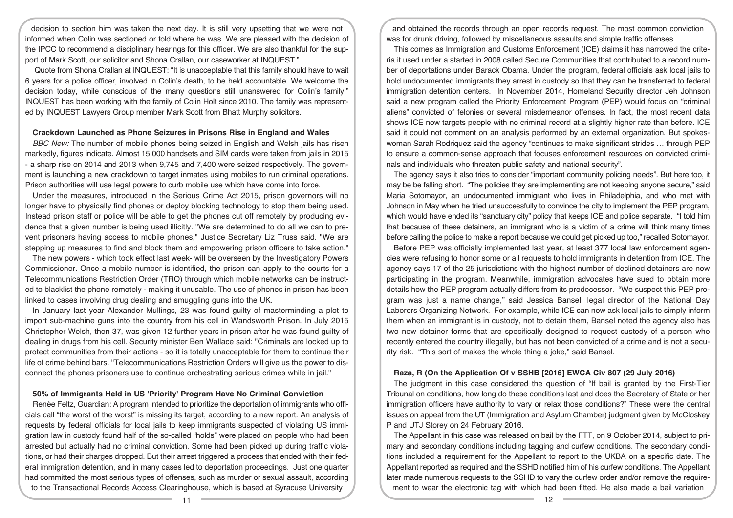decision to section him was taken the next day. It is still very upsetting that we were not informed when Colin was sectioned or told where he was. We are pleased with the decision of the IPCC to recommend a disciplinary hearings for this officer. We are also thankful for the support of Mark Scott, our solicitor and Shona Crallan, our caseworker at INQUEST."

Quote from Shona Crallan at INQUEST: "It is unacceptable that this family should have to wait 6 years for a police officer, involved in Colin's death, to be held accountable. We welcome the decision today, while conscious of the many questions still unanswered for Colin's family." INQUEST has been working with the family of Colin Holt since 2010. The family was represented by INQUEST Lawyers Group member Mark Scott from Bhatt Murphy solicitors.

### Crackdown Launched as Phone Seizures in Prisons Rise in England and Wales

*BBC New:* The number of mobile phones being seized in English and Welsh jails has risen markedly, figures indicate. Almost 15,000 handsets and SIM cards were taken from jails in 2015 - a sharp rise on 2014 and 2013 when 9,745 and 7,400 were seized respectively. The government is launching a new crackdown to target inmates using mobiles to run criminal operations. Prison authorities will use legal powers to curb mobile use which have come into force.

Under the measures, introduced in the Serious Crime Act 2015, prison governors will no longer have to physically find phones or deploy blocking technology to stop them being used. Instead prison staff or police will be able to get the phones cut off remotely by producing evidence that a given number is being used illicitly. "We are determined to do all we can to prevent prisoners having access to mobile phones," Justice Secretary Liz Truss said. "We are stepping up measures to find and block them and empowering prison officers to take action."

The new powers - which took effect last week- will be overseen by the Investigatory Powers Commissioner. Once a mobile number is identified, the prison can apply to the courts for a Telecommunications Restriction Order (TRO) through which mobile networks can be instructed to blacklist the phone remotely - making it unusable. The use of phones in prison has been linked to cases involving drug dealing and smuggling guns into the UK.

In January last year Alexander Mullings, 23 was found guilty of masterminding a plot to import sub-machine guns into the country from his cell in Wandsworth Prison. In July 2015 Christopher Welsh, then 37, was given 12 further years in prison after he was found guilty of dealing in drugs from his cell. Security minister Ben Wallace said: "Criminals are locked up to protect communities from their actions - so it is totally unacceptable for them to continue their life of crime behind bars. "Telecommunications Restriction Orders will give us the power to disconnect the phones prisoners use to continue orchestrating serious crimes while in jail."

### 50% of Immigrants Held in US 'Priority' Program Have No Criminal Conviction

Renée Feltz, Guardian: A program intended to prioritize the deportation of immigrants who officials call "the worst of the worst" is missing its target, according to a new report. An analysis of requests by federal officials for local jails to keep immigrants suspected of violating US immigration law in custody found half of the so-called "holds" were placed on people who had been arrested but actually had no criminal conviction. Some had been picked up during traffic violations, or had their charges dropped. But their arrest triggered a process that ended with their federal immigration detention, and in many cases led to deportation proceedings. Just one quarter had committed the most serious types of offenses, such as murder or sexual assault, according to the Transactional Records Access Clearinghouse, which is based at Syracuse University and obtained the records through an open records request. The most common conviction was for drunk driving, followed by miscellaneous assaults and simple traffic offenses.

This comes as Immigration and Customs Enforcement (ICE) claims it has narrowed the criteria it used under a started in 2008 called Secure Communities that contributed to a record number of deportations under Barack Obama. Under the program, federal officials ask local jails to hold undocumented immigrants they arrest in custody so that they can be transferred to federal immigration detention centers. In November 2014, Homeland Security director Jeh Johnson said a new program called the Priority Enforcement Program (PEP) would focus on "criminal aliens" convicted of felonies or several misdemeanor offenses. In fact, the most recent data shows ICE now targets people with no criminal record at a slightly higher rate than before. ICE said it could not comment on an analysis performed by an external organization. But spokeswoman Sarah Rodriquez said the agency "continues to make significant strides … through PEP to ensure a common-sense approach that focuses enforcement resources on convicted criminals and individuals who threaten public safety and national security".

The agency says it also tries to consider "important community policing needs". But here too, it may be be falling short. "The policies they are implementing are not keeping anyone secure," said Maria Sotomayor, an undocumented immigrant who lives in Philadelphia, and who met with Johnson in May when he tried unsuccessfully to convince the city to implement the PEP program, which would have ended its "sanctuary city" policy that keeps ICE and police separate. "I told him that because of these detainers, an immigrant who is a victim of a crime will think many times before calling the police to make a report because we could get picked up too," recalled Sotomayor.

Before PEP was officially implemented last year, at least 377 local law enforcement agencies were refusing to honor some or all requests to hold immigrants in detention from ICE. The agency says 17 of the 25 jurisdictions with the highest number of declined detainers are now participating in the program. Meanwhile, immigration advocates have sued to obtain more details how the PEP program actually differs from its predecessor. "We suspect this PEP program was just a name change," said Jessica Bansel, legal director of the National Day Laborers Organizing Network. For example, while ICE can now ask local jails to simply inform them when an immigrant is in custody, not to detain them, Bansel noted the agency also has two new detainer forms that are specifically designed to request custody of a person who recently entered the country illegally, but has not been convicted of a crime and is not a security risk. "This sort of makes the whole thing a joke," said Bansel.

### Raza, R (On the Application Of v SSHB [2016] EWCA Civ 807 (29 July 2016)

The judgment in this case considered the question of "If bail is granted by the First-Tier Tribunal on conditions, how long do these conditions last and does the Secretary of State or her immigration officers have authority to vary or relax those conditions?" These were the central issues on appeal from the UT (Immigration and Asylum Chamber) judgment given by McCloskey P and UTJ Storey on 24 February 2016.

The Appellant in this case was released on bail by the FTT, on 9 October 2014, subject to primary and secondary conditions including tagging and curfew conditions. The secondary conditions included a requirement for the Appellant to report to the UKBA on a specific date. The Appellant reported as required and the SSHD notified him of his curfew conditions. The Appellant later made numerous requests to the SSHD to vary the curfew order and/or remove the requirement to wear the electronic tag with which had been fitted. He also made a bail variation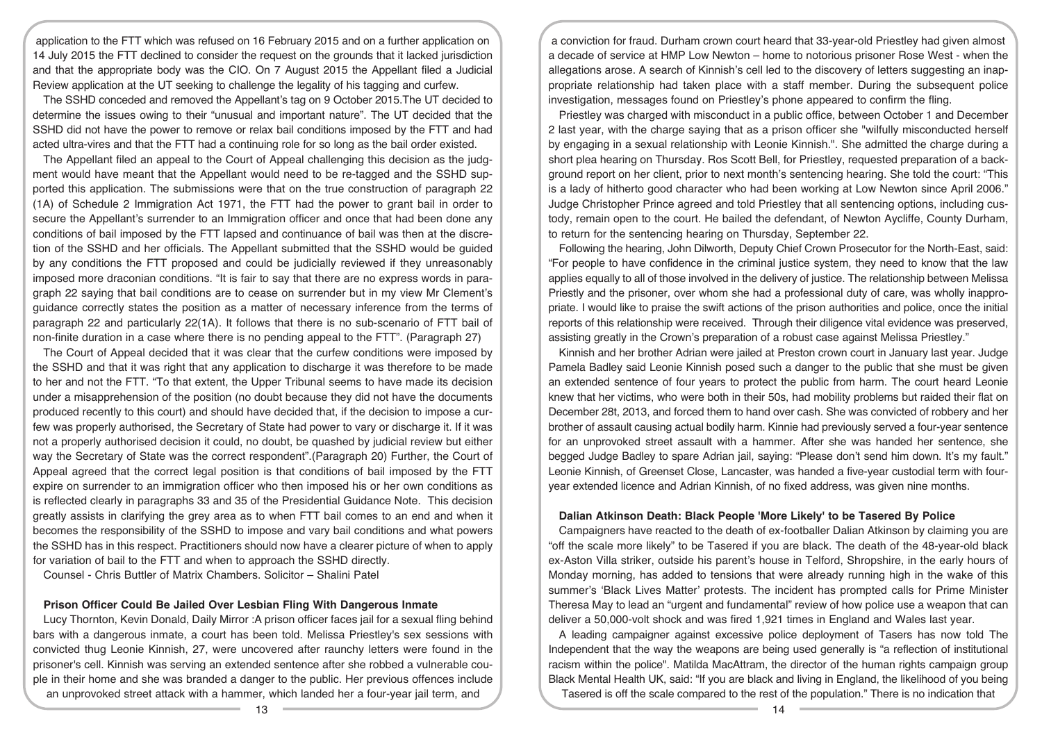application to the FTT which was refused on 16 February 2015 and on a further application on 14 July 2015 the FTT declined to consider the request on the grounds that it lacked jurisdiction and that the appropriate body was the CIO. On 7 August 2015 the Appellant filed a Judicial Review application at the UT seeking to challenge the legality of his tagging and curfew.

The SSHD conceded and removed the Appellant's tag on 9 October 2015.The UT decided to determine the issues owing to their "unusual and important nature". The UT decided that the SSHD did not have the power to remove or relax bail conditions imposed by the FTT and had acted ultra-vires and that the FTT had a continuing role for so long as the bail order existed.

The Appellant filed an appeal to the Court of Appeal challenging this decision as the judgment would have meant that the Appellant would need to be re-tagged and the SSHD supported this application. The submissions were that on the true construction of paragraph 22 (1A) of Schedule 2 Immigration Act 1971, the FTT had the power to grant bail in order to secure the Appellant's surrender to an Immigration officer and once that had been done any conditions of bail imposed by the FTT lapsed and continuance of bail was then at the discretion of the SSHD and her officials. The Appellant submitted that the SSHD would be guided by any conditions the FTT proposed and could be judicially reviewed if they unreasonably imposed more draconian conditions. "It is fair to say that there are no express words in paragraph 22 saying that bail conditions are to cease on surrender but in my view Mr Clement's guidance correctly states the position as a matter of necessary inference from the terms of paragraph 22 and particularly 22(1A). It follows that there is no sub-scenario of FTT bail of non-finite duration in a case where there is no pending appeal to the FTT". (Paragraph 27)

The Court of Appeal decided that it was clear that the curfew conditions were imposed by the SSHD and that it was right that any application to discharge it was therefore to be made to her and not the FTT. "To that extent, the Upper Tribunal seems to have made its decision under a misapprehension of the position (no doubt because they did not have the documents produced recently to this court) and should have decided that, if the decision to impose a curfew was properly authorised, the Secretary of State had power to vary or discharge it. If it was not a properly authorised decision it could, no doubt, be quashed by judicial review but either way the Secretary of State was the correct respondent".(Paragraph 20) Further, the Court of Appeal agreed that the correct legal position is that conditions of bail imposed by the FTT expire on surrender to an immigration officer who then imposed his or her own conditions as is reflected clearly in paragraphs 33 and 35 of the Presidential Guidance Note. This decision greatly assists in clarifying the grey area as to when FTT bail comes to an end and when it becomes the responsibility of the SSHD to impose and vary bail conditions and what powers the SSHD has in this respect. Practitioners should now have a clearer picture of when to apply for variation of bail to the FTT and when to approach the SSHD directly.

Counsel - Chris Buttler of Matrix Chambers. Solicitor – Shalini Patel

### Prison Officer Could Be Jailed Over Lesbian Fling With Dangerous Inmate

Lucy Thornton, Kevin Donald, Daily Mirror :A prison officer faces jail for a sexual fling behind bars with a dangerous inmate, a court has been told. Melissa Priestley's sex sessions with convicted thug Leonie Kinnish, 27, were uncovered after raunchy letters were found in the prisoner's cell. Kinnish was serving an extended sentence after she robbed a vulnerable couple in their home and she was branded a danger to the public. Her previous offences include an unprovoked street attack with a hammer, which landed her a four-year jail term, and a conviction for fraud. Durham crown court heard that 33-year-old Priestley had given almost a decade of service at HMP Low Newton – home to notorious prisoner Rose West - when the allegations arose. A search of Kinnish's cell led to the discovery of letters suggesting an inappropriate relationship had taken place with a staff member. During the subsequent police investigation, messages found on Priestley's phone appeared to confirm the fling.

Priestley was charged with misconduct in a public office, between October 1 and December 2 last year, with the charge saying that as a prison officer she "wilfully misconducted herself by engaging in a sexual relationship with Leonie Kinnish.". She admitted the charge during a short plea hearing on Thursday. Ros Scott Bell, for Priestley, requested preparation of a background report on her client, prior to next month's sentencing hearing. She told the court: "This is a lady of hitherto good character who had been working at Low Newton since April 2006." Judge Christopher Prince agreed and told Priestley that all sentencing options, including custody, remain open to the court. He bailed the defendant, of Newton Aycliffe, County Durham, to return for the sentencing hearing on Thursday, September 22.

Following the hearing, John Dilworth, Deputy Chief Crown Prosecutor for the North-East, said: "For people to have confidence in the criminal justice system, they need to know that the law applies equally to all of those involved in the delivery of justice. The relationship between Melissa Priestly and the prisoner, over whom she had a professional duty of care, was wholly inappropriate. I would like to praise the swift actions of the prison authorities and police, once the initial reports of this relationship were received. Through their diligence vital evidence was preserved, assisting greatly in the Crown's preparation of a robust case against Melissa Priestley."

Kinnish and her brother Adrian were jailed at Preston crown court in January last year. Judge Pamela Badley said Leonie Kinnish posed such a danger to the public that she must be given an extended sentence of four years to protect the public from harm. The court heard Leonie knew that her victims, who were both in their 50s, had mobility problems but raided their flat on December 28t, 2013, and forced them to hand over cash. She was convicted of robbery and her brother of assault causing actual bodily harm. Kinnie had previously served a four-year sentence for an unprovoked street assault with a hammer. After she was handed her sentence, she begged Judge Badley to spare Adrian jail, saying: "Please don't send him down. It's my fault." Leonie Kinnish, of Greenset Close, Lancaster, was handed a five-year custodial term with four-year extended licence and Adrian Kinnish, of no fixed address, was given nine months.

### Dalian Atkinson Death: Black People 'More Likely' to be Tasered By Police

Campaigners have reacted to the death of ex-footballer Dalian Atkinson by claiming you are "off the scale more likely" to be Tasered if you are black. The death of the 48-year-old black ex-Aston Villa striker, outside his parent's house in Telford, Shropshire, in the early hours of Monday morning, has added to tensions that were already running high in the wake of this summer's 'Black Lives Matter' protests. The incident has prompted calls for Prime Minister Theresa May to lead an "urgent and fundamental" review of how police use a weapon that can deliver a 50,000-volt shock and was fired 1,921 times in England and Wales last year.

A leading campaigner against excessive police deployment of Tasers has now told The Independent that the way the weapons are being used generally is "a reflection of institutional racism within the police". Matilda MacAttram, the director of the human rights campaign group Black Mental Health UK, said: "If you are black and living in England, the likelihood of you being Tasered is off the scale compared to the rest of the population." There is no indication that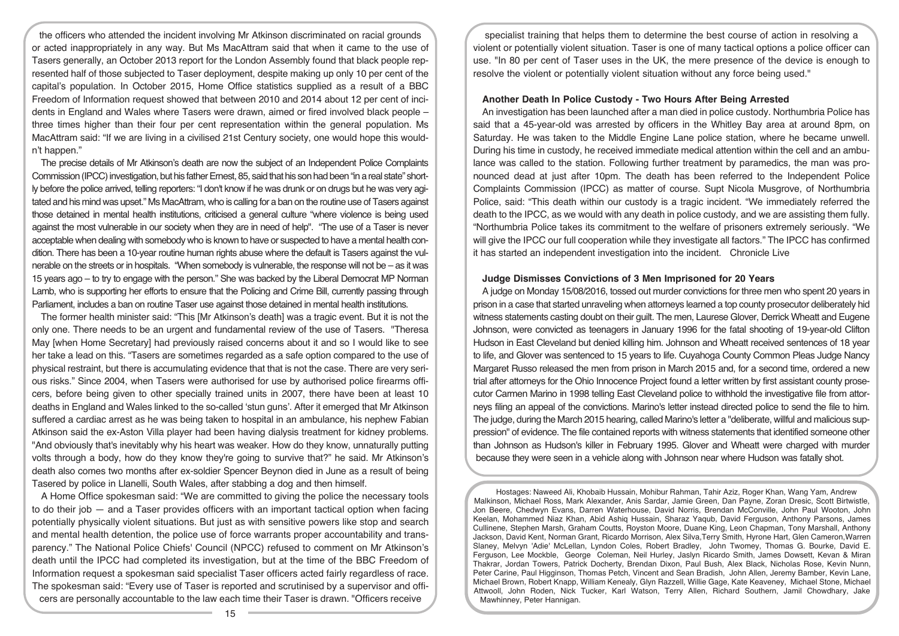the officers who attended the incident involving Mr Atkinson discriminated on racial grounds or acted inappropriately in any way. But Ms MacAttram said that when it came to the use of Tasers generally, an October 2013 report for the London Assembly found that black people represented half of those subjected to Taser deployment, despite making up only 10 per cent of the capital's population. In October 2015, Home Office statistics supplied as a result of a BBC Freedom of Information request showed that between 2010 and 2014 about 12 per cent of incidents in England and Wales where Tasers were drawn, aimed or fired involved black people – three times higher than their four per cent representation within the general population. Ms MacAttram said: "If we are living in a civilised 21st Century society, one would hope this wouldn't happen."

The precise details of Mr Atkinson's death are now the subject of an Independent Police Complaints Commission (IPCC) investigation, but his father Ernest, 85, said that his son had been "in a real state" shortly before the police arrived, telling reporters: "I don't know if he was drunk or on drugs but he was very agitated and his mind was upset." Ms MacAttram, who is calling for a ban on the routine use of Tasers against those detained in mental health institutions, criticised a general culture "where violence is being used against the most vulnerable in our society when they are in need of help". "The use of a Taser is never acceptable when dealing with somebody who is known to have or suspected to have a mental health condition. There has been a 10-year routine human rights abuse where the default is Tasers against the vulnerable on the streets or in hospitals. "When somebody is vulnerable, the response will not be – as it was 15 years ago – to try to engage with the person." She was backed by the Liberal Democrat MP Norman Lamb, who is supporting her efforts to ensure that the Policing and Crime Bill, currently passing through Parliament, includes a ban on routine Taser use against those detained in mental health institutions.

The former health minister said: "This [Mr Atkinson's death] was a tragic event. But it is not the only one. There needs to be an urgent and fundamental review of the use of Tasers. "Theresa May [when Home Secretary] had previously raised concerns about it and so I would like to see her take a lead on this. "Tasers are sometimes regarded as a safe option compared to the use of physical restraint, but there is accumulating evidence that that is not the case. There are very serious risks." Since 2004, when Tasers were authorised for use by authorised police firearms officers, before being given to other specially trained units in 2007, there have been at least 10 deaths in England and Wales linked to the so-called 'stun guns'. After it emerged that Mr Atkinson suffered a cardiac arrest as he was being taken to hospital in an ambulance, his nephew Fabian Atkinson said the ex-Aston Villa player had been having dialysis treatment for kidney problems. "And obviously that's inevitably why his heart was weaker. How do they know, unnaturally putting volts through a body, how do they know they're going to survive that?" he said. Mr Atkinson's death also comes two months after ex-soldier Spencer Beynon died in June as a result of being Tasered by police in Llanelli, South Wales, after stabbing a dog and then himself.

A Home Office spokesman said: "We are committed to giving the police the necessary tools to do their job — and a Taser provides officers with an important tactical option when facing potentially physically violent situations. But just as with sensitive powers like stop and search and mental health detention, the police use of force warrants proper accountability and transparency." The National Police Chiefs' Council (NPCC) refused to comment on Mr Atkinson's death until the IPCC had completed its investigation, but at the time of the BBC Freedom of Information request a spokesman said specialist Taser officers acted fairly regardless of race. The spokesman said: "Every use of Taser is reported and scrutinised by a supervisor and officers are personally accountable to the law each time their Taser is drawn. "Officers receive specialist training that helps them to determine the best course of action in resolving a violent or potentially violent situation. Taser is one of many tactical options a police officer can use. "In 80 per cent of Taser uses in the UK, the mere presence of the device is enough to resolve the violent or potentially violent situation without any force being used."

### Another Death In Police Custody - Two Hours After Being Arrested

An investigation has been launched after a man died in police custody. Northumbria Police has said that a 45-year-old was arrested by officers in the Whitley Bay area at around 8pm, on Saturday. He was taken to the Middle Engine Lane police station, where he became unwell. During his time in custody, he received immediate medical attention within the cell and an ambulance was called to the station. Following further treatment by paramedics, the man was pronounced dead at just after 10pm. The death has been referred to the Independent Police Complaints Commission (IPCC) as matter of course. Supt Nicola Musgrove, of Northumbria Police, said: "This death within our custody is a tragic incident. "We immediately referred the death to the IPCC, as we would with any death in police custody, and we are assisting them fully. "Northumbria Police takes its commitment to the welfare of prisoners extremely seriously. "We will give the IPCC our full cooperation while they investigate all factors." The IPCC has confirmed it has started an independent investigation into the incident. Chronicle Live

### Judge Dismisses Convictions of 3 Men Imprisoned for 20 Years

A judge on Monday 15/08/2016, tossed out murder convictions for three men who spent 20 years in prison in a case that started unraveling when attorneys learned a top county prosecutor deliberately hid witness statements casting doubt on their guilt. The men, Laurese Glover, Derrick Wheatt and Eugene Johnson, were convicted as teenagers in January 1996 for the fatal shooting of 19-year-old Clifton Hudson in East Cleveland but denied killing him. Johnson and Wheatt received sentences of 18 year to life, and Glover was sentenced to 15 years to life. Cuyahoga County Common Pleas Judge Nancy Margaret Russo released the men from prison in March 2015 and, for a second time, ordered a new trial after attorneys for the Ohio Innocence Project found a letter written by first assistant county prosecutor Carmen Marino in 1998 telling East Cleveland police to withhold the investigative file from attorneys filing an appeal of the convictions. Marino's letter instead directed police to send the file to him. The judge, during the March 2015 hearing, called Marino's letter a "deliberate, willful and malicious suppression" of evidence. The file contained reports with witness statements that identified someone other than Johnson as Hudson's killer in February 1995. Glover and Wheatt were charged with murder because they were seen in a vehicle along with Johnson near where Hudson was fatally shot.

Hostages: Naweed Ali, Khobaib Hussain, Mohibur Rahman, Tahir Aziz, Roger Khan, Wang Yam, Andrew Malkinson, Michael Ross, Mark Alexander, Anis Sardar, Jamie Green, Dan Payne, Zoran Dresic, Scott Birtwistle, Jon Beere, Chedwyn Evans, Darren Waterhouse, David Norris, Brendan McConville, John Paul Wooton, John Keelan, Mohammed Niaz Khan, Abid Ashiq Hussain, Sharaz Yaqub, David Ferguson, Anthony Parsons, James Cullinene, Stephen Marsh, Graham Coutts, Royston Moore, Duane King, Leon Chapman, Tony Marshall, Anthony Jackson, David Kent, Norman Grant, Ricardo Morrison, Alex Silva,Terry Smith, Hyrone Hart, Glen Cameron,Warren Slaney, Melvyn 'Adie' McLellan, Lyndon Coles, Robert Bradley, John Twomey, Thomas G. Bourke, David E. Ferguson, Lee Mockble, George Coleman, Neil Hurley, Jaslyn Ricardo Smith, James Dowsett, Kevan & Miran Thakrar, Jordan Towers, Patrick Docherty, Brendan Dixon, Paul Bush, Alex Black, Nicholas Rose, Kevin Nunn, Peter Carine, Paul Higginson, Thomas Petch, Vincent and Sean Bradish, John Allen, Jeremy Bamber, Kevin Lane, Michael Brown, Robert Knapp, William Kenealy, Glyn Razzell, Willie Gage, Kate Keaveney, Michael Stone, Michael Attwooll, John Roden, Nick Tucker, Karl Watson, Terry Allen, Richard Southern, Jamil Chowdhary, Jake Mawhinney, Peter Hannigan.